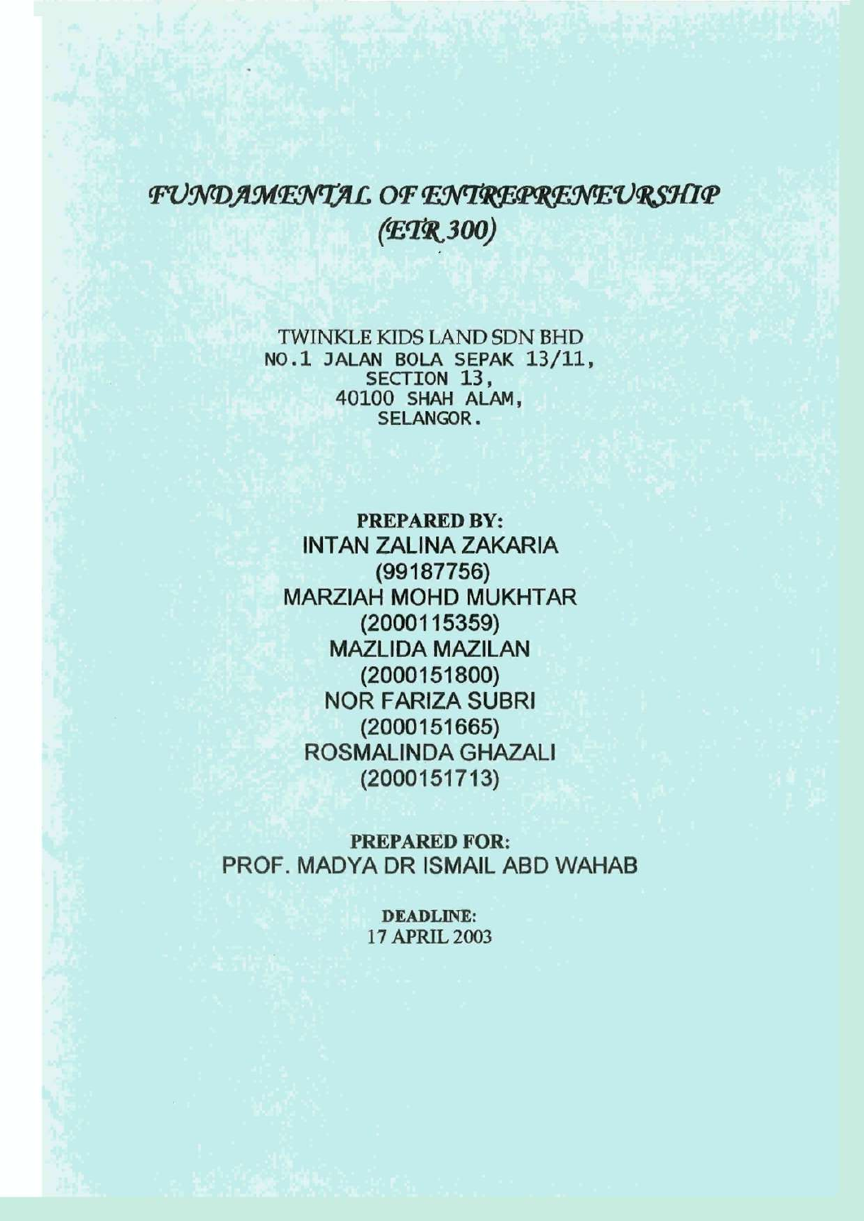# *FUNDAMENTAL OF ENTREPRENEURSHIP (ETR 300)*

TWINKLE KIDS LAND SDN BHD
NO.1 JALAN BOLA SEPAK 13/11,
SECTION 13,
40100 SHAH ALAM,
SELANGOR.

**PREPARED BY:**
INTAN ZALINA ZAKARIA
(99187756)
MARZIAH MOHD MUKHTAR
(2000115359)
MAZLIDA MAZILAN
(2000151800)
NOR FARIZA SUBRI
(2000151665)
ROSMALINDA GHAZALI
(2000151713)

**PREPARED FOR:**
PROF. MADYA DR ISMAIL ABD WAHAB

**DEADLINE:**
17 APRIL 2003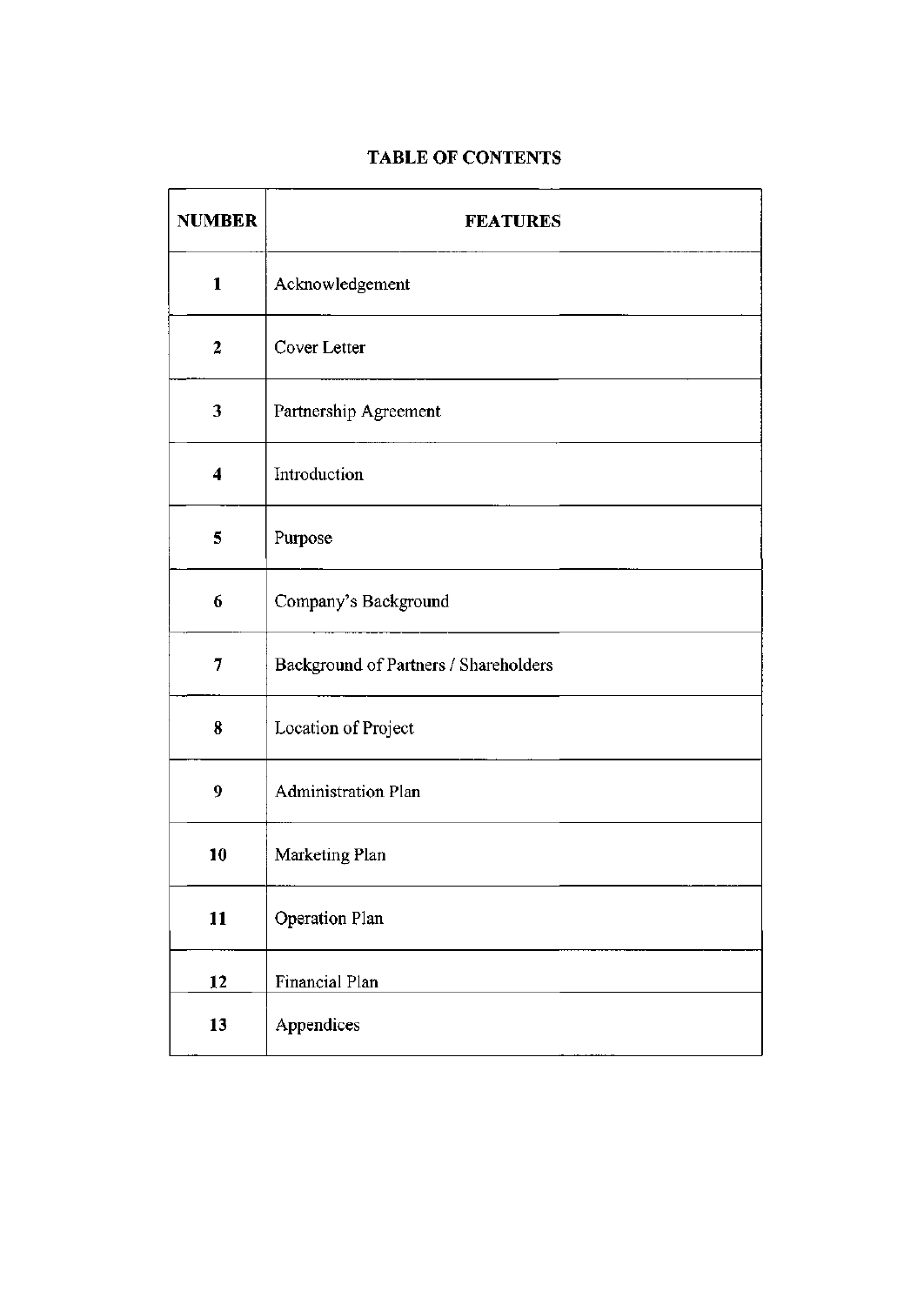## TABLE OF CONTENTS

| NUMBER | FEATURES |
|---|---|
| 1 | Acknowledgement |
| 2 | Cover Letter |
| 3 | Partnership Agreement |
| 4 | Introduction |
| 5 | Purpose |
| 6 | Company's Background |
| 7 | Background of Partners / Shareholders |
| 8 | Location of Project |
| 9 | Administration Plan |
| 10 | Marketing Plan |
| 11 | Operation Plan |
| 12 | Financial Plan |
| 13 | Appendices |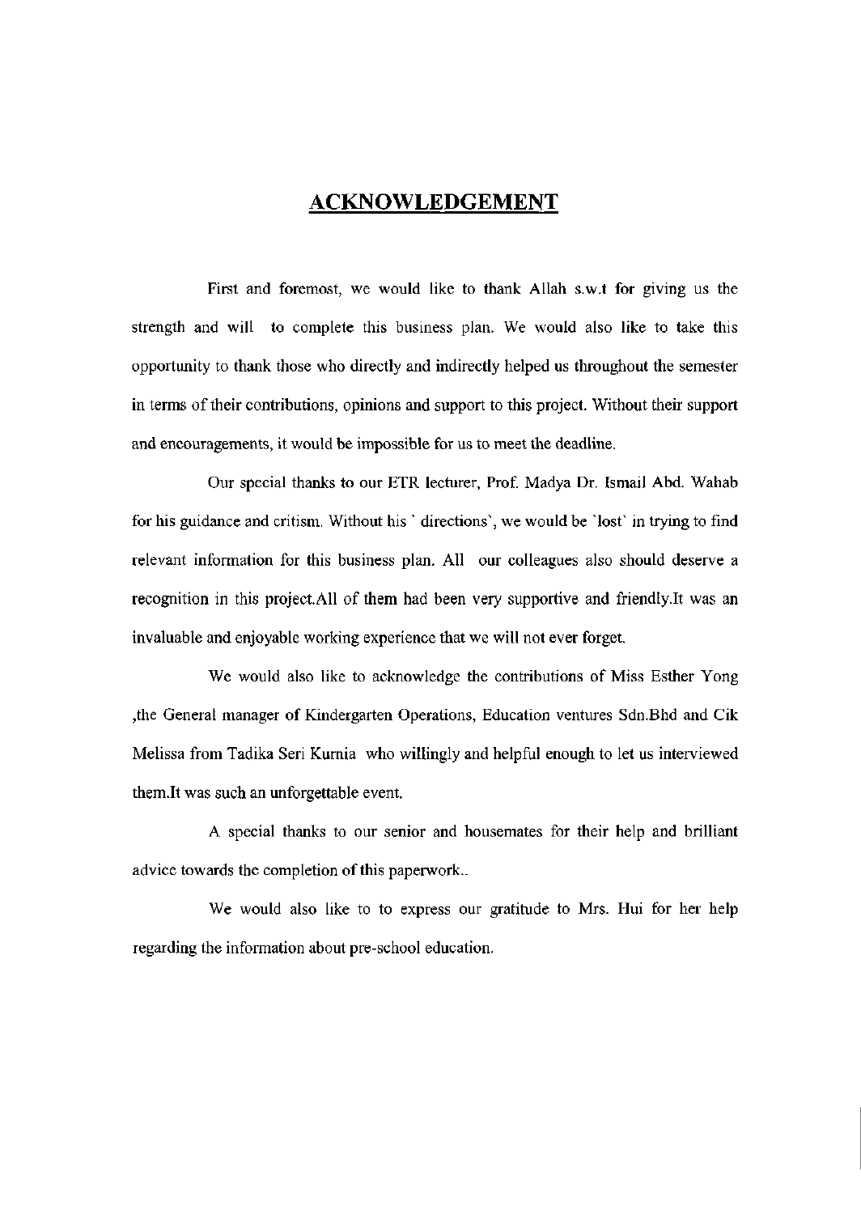# ACKNOWLEDGEMENT

First and foremost, we would like to thank Allah s.w.t for giving us the strength and will to complete this business plan. We would also like to take this opportunity to thank those who directly and indirectly helped us throughout the semester in terms of their contributions, opinions and support to this project. Without their support and encouragements, it would be impossible for us to meet the deadline.

Our special thanks to our ETR lecturer, Prof. Madya Dr. Ismail Abd. Wahab for his guidance and critism. Without his ` directions`, we would be `lost` in trying to find relevant information for this business plan. All our colleagues also should deserve a recognition in this project.All of them had been very supportive and friendly.It was an invaluable and enjoyable working experience that we will not ever forget.

We would also like to acknowledge the contributions of Miss Esther Yong ,the General manager of Kindergarten Operations, Education ventures Sdn.Bhd and Cik Melissa from Tadika Seri Kurnia who willingly and helpful enough to let us interviewed them.It was such an unforgettable event.

A special thanks to our senior and housemates for their help and brilliant advice towards the completion of this paperwork..

We would also like to to express our gratitude to Mrs. Hui for her help regarding the information about pre-school education.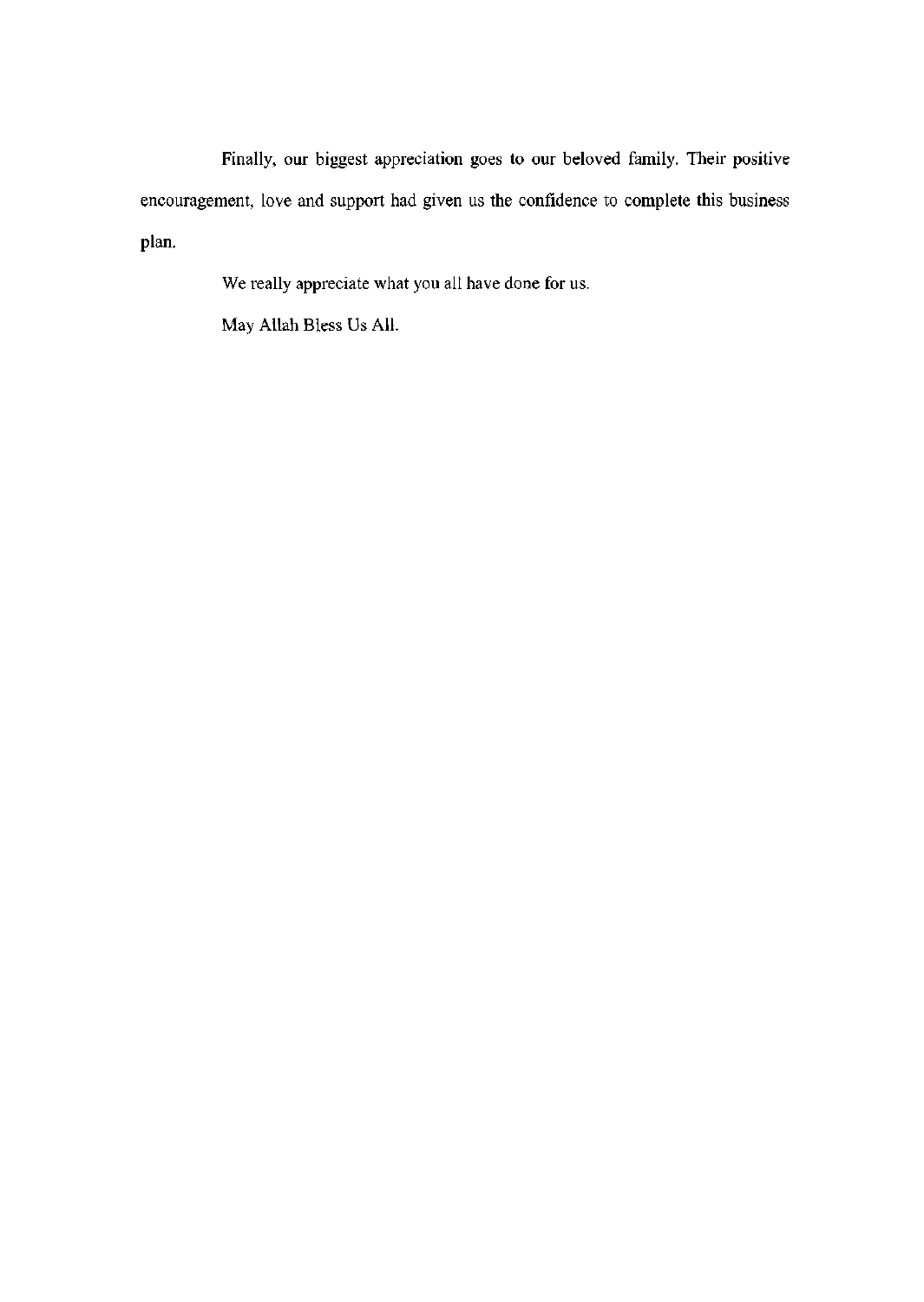Finally, our biggest appreciation goes to our beloved family. Their positive encouragement, love and support had given us the confidence to complete this business plan.

We really appreciate what you all have done for us.

May Allah Bless Us All.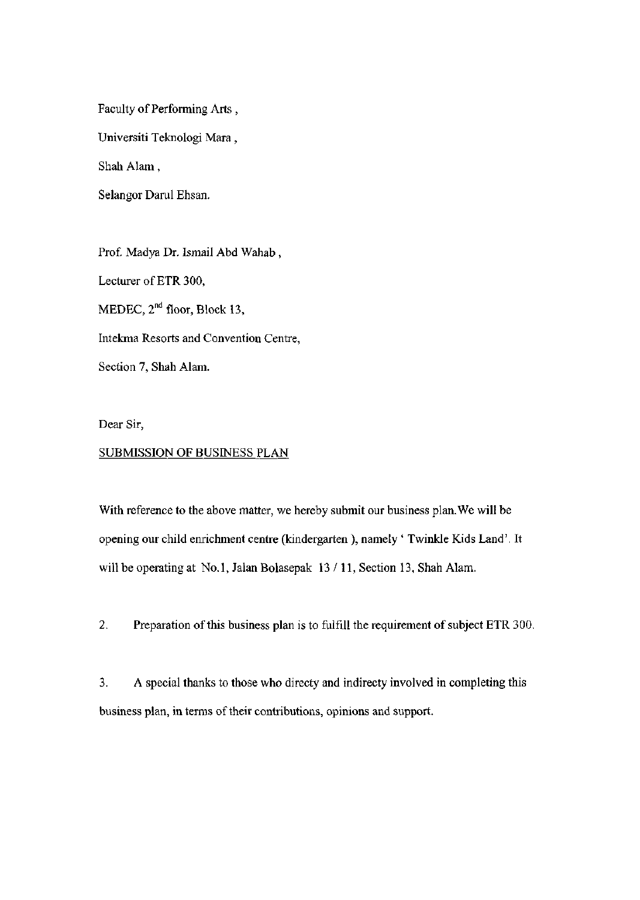Faculty of Performing Arts ,

Universiti Teknologi Mara ,

Shah Alam ,

Selangor Darul Ehsan.

Prof. Madya Dr. Ismail Abd Wahab ,

Lecturer of ETR 300,

MEDEC, 2nd floor, Block 13,

Intekma Resorts and Convention Centre,

Section 7, Shah Alam.

Dear Sir,

<u>SUBMISSION OF BUSINESS PLAN</u>

With reference to the above matter, we hereby submit our business plan.We will be opening our child enrichment centre (kindergarten ), namely ' Twinkle Kids Land'. It will be operating at No.1, Jalan Bolasepak 13 / 11, Section 13, Shah Alam.

2. Preparation of this business plan is to fulfill the requirement of subject ETR 300.

3. A special thanks to those who directy and indirecty involved in completing this business plan, in terms of their contributions, opinions and support.